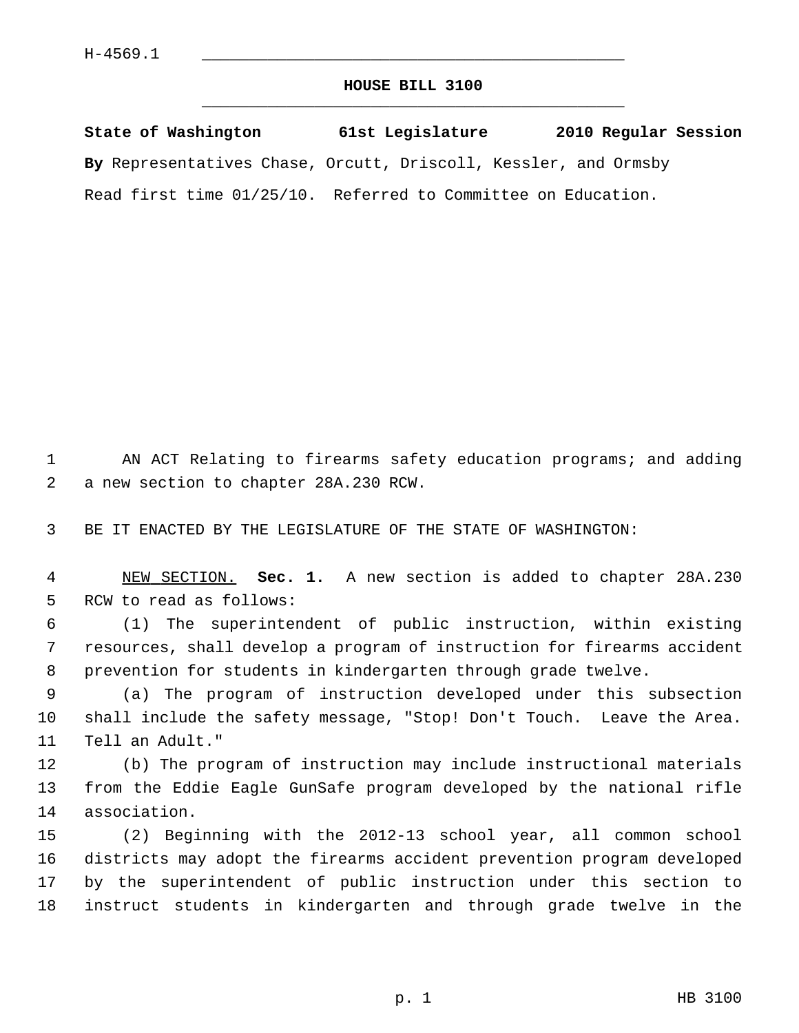H-4569.1

# HOUSE BILL 3100

**State of Washington 61st Legislature 2010 Regular Session**

**By** Representatives Chase, Orcutt, Driscoll, Kessler, and Ormsby

Read first time 01/25/10. Referred to Committee on Education.

AN ACT Relating to firearms safety education programs; and adding a new section to chapter 28A.230 RCW.

BE IT ENACTED BY THE LEGISLATURE OF THE STATE OF WASHINGTON:

NEW SECTION. **Sec. 1.** A new section is added to chapter 28A.230 RCW to read as follows:

(1) The superintendent of public instruction, within existing resources, shall develop a program of instruction for firearms accident prevention for students in kindergarten through grade twelve.

(a) The program of instruction developed under this subsection shall include the safety message, "Stop! Don't Touch. Leave the Area. Tell an Adult."

(b) The program of instruction may include instructional materials from the Eddie Eagle GunSafe program developed by the national rifle association.

(2) Beginning with the 2012-13 school year, all common school districts may adopt the firearms accident prevention program developed by the superintendent of public instruction under this section to instruct students in kindergarten and through grade twelve in the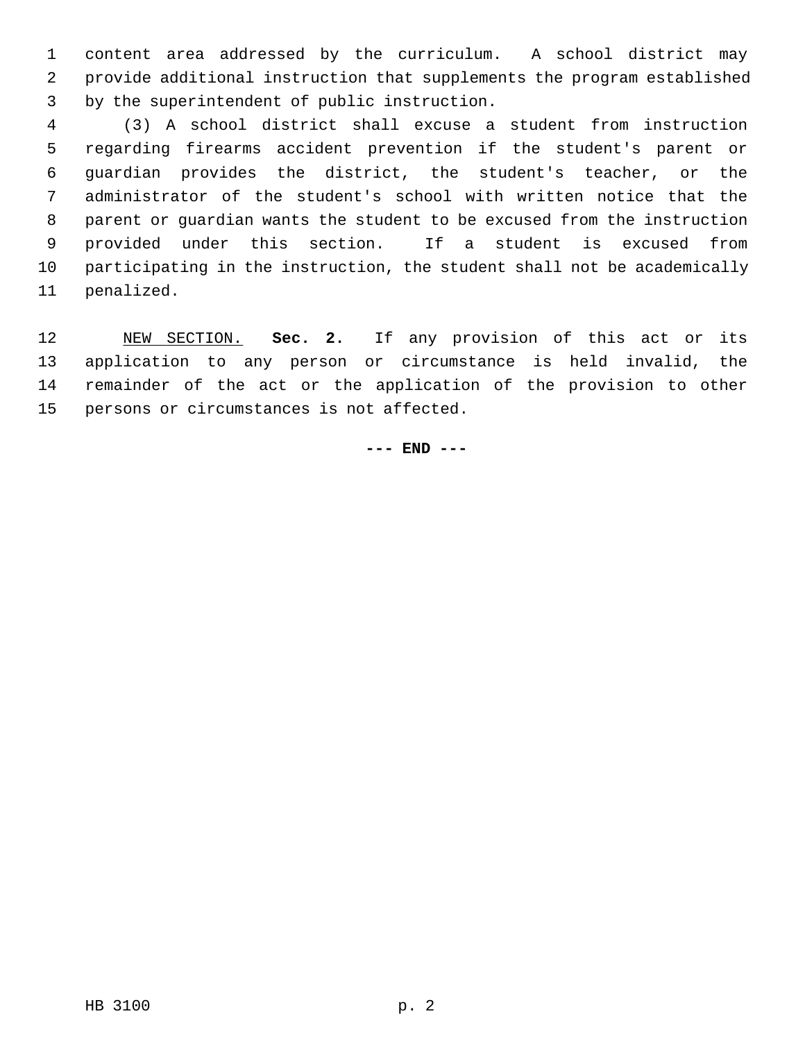content area addressed by the curriculum. A school district may provide additional instruction that supplements the program established by the superintendent of public instruction.

(3) A school district shall excuse a student from instruction regarding firearms accident prevention if the student's parent or guardian provides the district, the student's teacher, or the administrator of the student's school with written notice that the parent or guardian wants the student to be excused from the instruction provided under this section. If a student is excused from participating in the instruction, the student shall not be academically penalized.

NEW SECTION. **Sec. 2.** If any provision of this act or its application to any person or circumstance is held invalid, the remainder of the act or the application of the provision to other persons or circumstances is not affected.

**--- END ---**